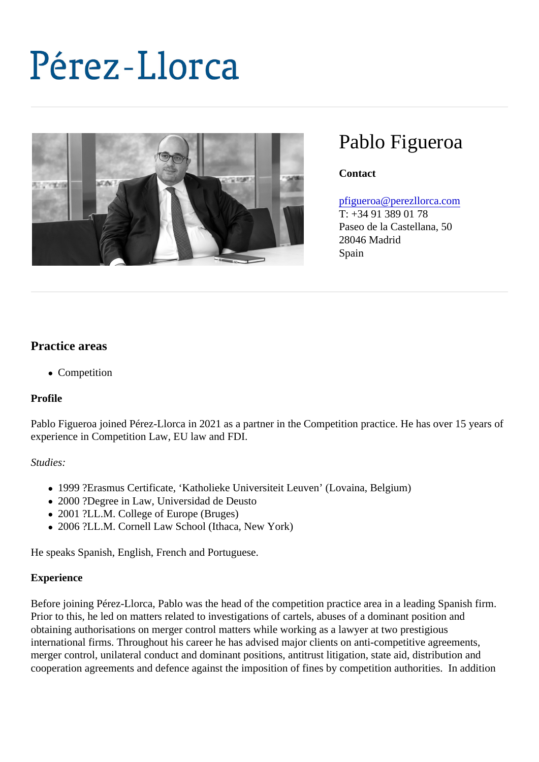# Pérez-Llorca

## Pablo Figueroa

**Contact**

pfigueroa@perezllorca.com
T: +34 91 389 01 78
Paseo de la Castellana, 50
28046 Madrid
Spain

## Practice areas

- Competition

**Profile**

Pablo Figueroa joined Pérez-Llorca in 2021 as a partner in the Competition practice. He has over 15 years of experience in Competition Law, EU law and FDI.

*Studies:*

- 1999 ?Erasmus Certificate, 'Katholieke Universiteit Leuven' (Lovaina, Belgium)
- 2000 ?Degree in Law, Universidad de Deusto
- 2001 ?LL.M. College of Europe (Bruges)
- 2006 ?LL.M. Cornell Law School (Ithaca, New York)

He speaks Spanish, English, French and Portuguese.

**Experience**

Before joining Pérez-Llorca, Pablo was the head of the competition practice area in a leading Spanish firm. Prior to this, he led on matters related to investigations of cartels, abuses of a dominant position and obtaining authorisations on merger control matters while working as a lawyer at two prestigious international firms. Throughout his career he has advised major clients on anti-competitive agreements, merger control, unilateral conduct and dominant positions, antitrust litigation, state aid, distribution and cooperation agreements and defence against the imposition of fines by competition authorities. In addition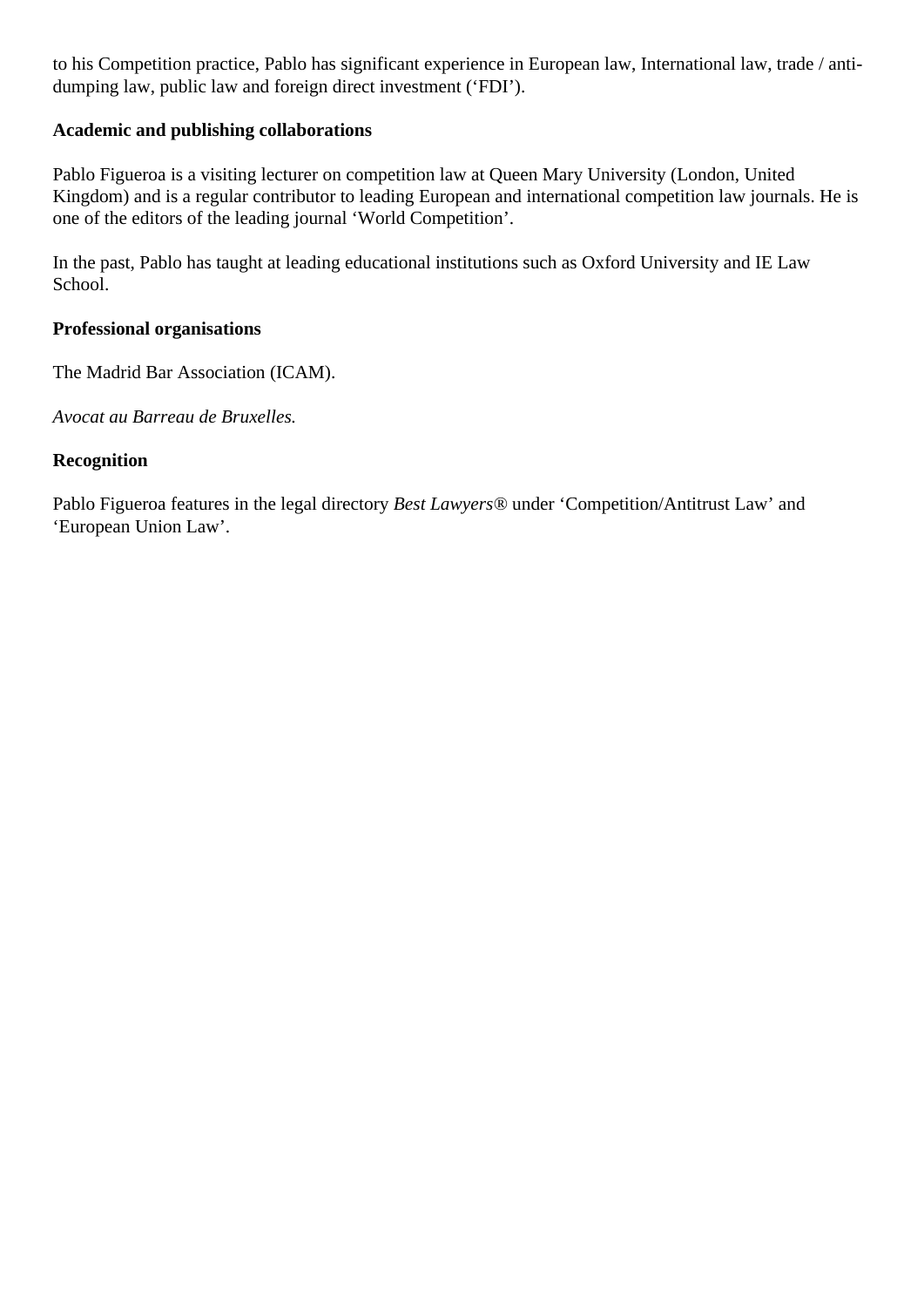to his Competition practice, Pablo has significant experience in European law, International law, trade / anti-dumping law, public law and foreign direct investment ('FDI').

**Academic and publishing collaborations**

Pablo Figueroa is a visiting lecturer on competition law at Queen Mary University (London, United Kingdom) and is a regular contributor to leading European and international competition law journals. He is one of the editors of the leading journal 'World Competition'.

In the past, Pablo has taught at leading educational institutions such as Oxford University and IE Law School.

**Professional organisations**

The Madrid Bar Association (ICAM).

*Avocat au Barreau de Bruxelles.*

**Recognition**

Pablo Figueroa features in the legal directory *Best Lawyers®* under 'Competition/Antitrust Law' and 'European Union Law'.